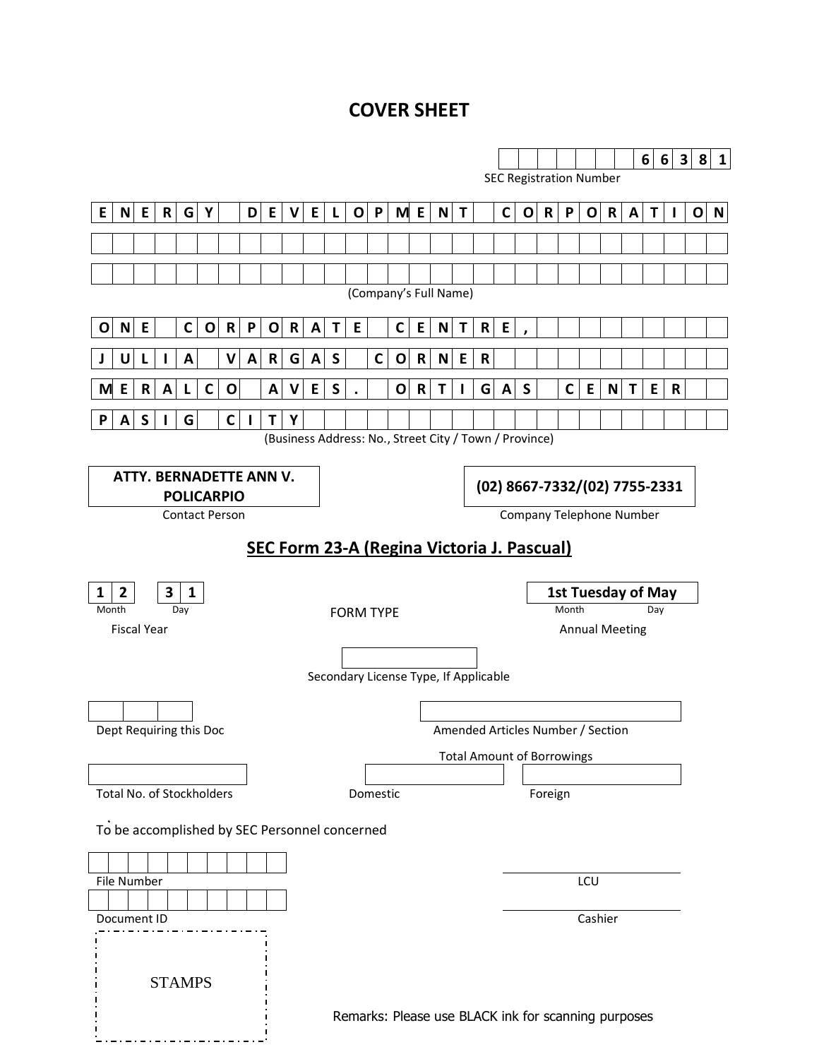# COVER SHEET

**66381**

SEC Registration Number

**ENERGY DEVELOPMENT CORPORATION**

(Company's Full Name)

**ONE CORPORATE CENTRE,**
**JULIA VARGAS CORNER**
**MERALCO AVES. ORTIGAS CENTER**
**PASIG CITY**

(Business Address: No., Street City / Town / Province)

| **ATTY. BERNADETTE ANN V. POLICARPIO** | **(02) 8667-7332/(02) 7755-2331** |
|---|---|
| Contact Person | Company Telephone Number |

## SEC Form 23-A (Regina Victoria J. Pascual)

| **12** **31** | FORM TYPE | **1st Tuesday of May** |
|---|---|---|
| Month Day | | Month Day |
| Fiscal Year | | Annual Meeting |

Secondary License Type, If Applicable

| Dept Requiring this Doc | Amended Articles Number / Section |
|---|---|

Total Amount of Borrowings

| Total No. of Stockholders | Domestic | Foreign |
|---|---|---|

To be accomplished by SEC Personnel concerned

| File Number | LCU |
|---|---|
| Document ID | Cashier |

STAMPS

Remarks: Please use BLACK ink for scanning purposes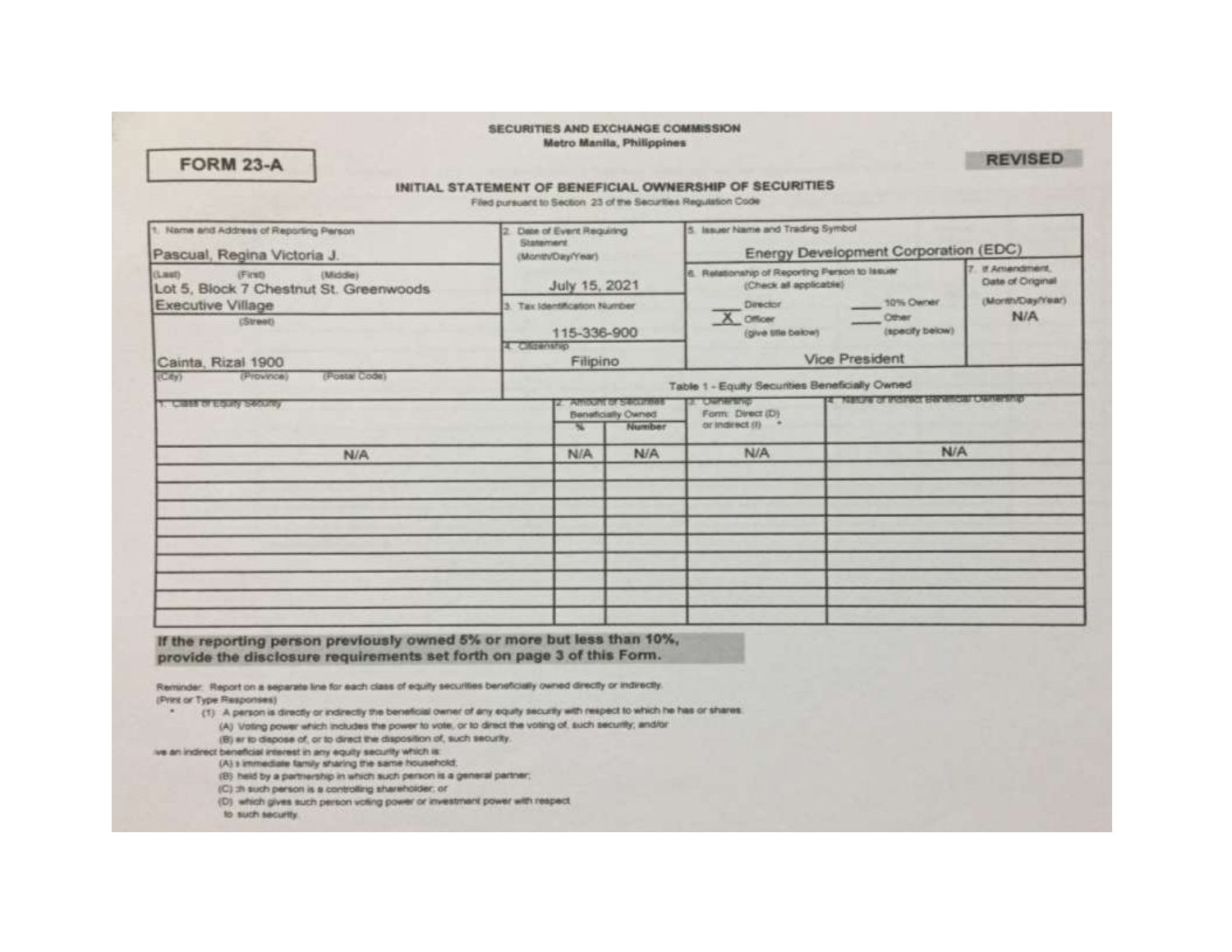**SECURITIES AND EXCHANGE COMMISSION**
**Metro Manila, Philippines**

**FORM 23-A**

**REVISED**

## INITIAL STATEMENT OF BENEFICIAL OWNERSHIP OF SECURITIES

Filed pursuant to Section 23 of the Securities Regulation Code

| 1. Name and Address of Reporting Person | 2. Date of Event Requiring Statement (Month/Day/Year) | 5. Issuer Name and Trading Symbol | |
|---|---|---|---|
| Pascual, Regina Victoria J. (Last) (First) (Middle) | July 15, 2021 | Energy Development Corporation (EDC) | |
| Lot 5, Block 7 Chestnut St. Greenwoods Executive Village (Street) | 3. Tax Identification Number: 115-336-900 | 6. Relationship of Reporting Person to Issuer (Check all applicable): ___ Director; X Officer (give title below); ___ 10% Owner; ___ Other (specify below) — Vice President | 7. If Amendment, Date of Original (Month/Day/Year): N/A |
| Cainta, Rizal 1900 (City) (Province) (Postal Code) | 4. Citizenship: Filipino | | |

**Table 1 - Equity Securities Beneficially Owned**

| 1. Class of Equity Security | 2. Amount of Securities Beneficially Owned | | 3. Ownership Form: Direct (D) or Indirect (I) * | 4. Nature of Indirect Beneficial Ownership |
|---|---|---|---|---|
| | % | Number | | |
| N/A | N/A | N/A | N/A | N/A |

**If the reporting person previously owned 5% or more but less than 10%, provide the disclosure requirements set forth on page 3 of this Form.**

Reminder: Report on a separate line for each class of equity securities beneficially owned directly or indirectly.
(Print or Type Responses)

\* (1) A person is directly or indirectly the beneficial owner of any equity security with respect to which he has or shares:
(A) Voting power which includes the power to vote, or to direct the voting of, such security; and/or
(B) or to dispose of, or to direct the disposition of, such security.

...ve an indirect beneficial interest in any equity security which is:
(A) immediate family sharing the same household;
(B) held by a partnership in which such person is a general partner;
(C) ...h such person is a controlling shareholder; or
(D) which gives such person voting power or investment power with respect to such security.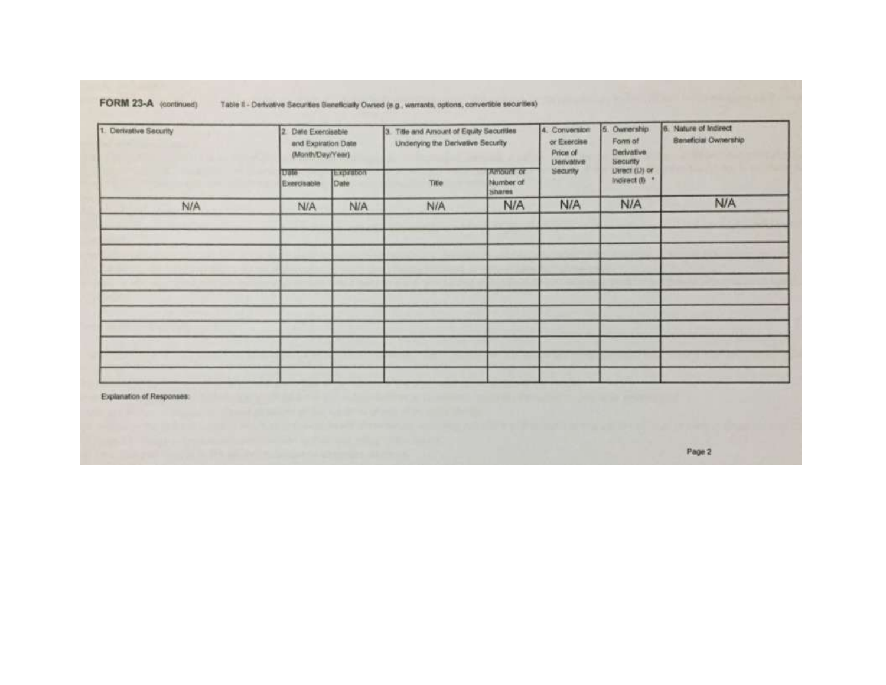**FORM 23-A** (continued) Table II - Derivative Securities Beneficially Owned (e.g., warrants, options, convertible securities)

| 1. Derivative Security | 2. Date Exercisable and Expiration Date (Month/Day/Year) | | 3. Title and Amount of Equity Securities Underlying the Derivative Security | | 4. Conversion or Exercise Price of Derivative Security | 5. Ownership Form of Derivative Security Direct (D) or Indirect (I) * | 6. Nature of Indirect Beneficial Ownership |
|---|---|---|---|---|---|---|---|
| | Date Exercisable | Expiration Date | Title | Amount or Number of Shares | | | |
| N/A | N/A | N/A | N/A | N/A | N/A | N/A | N/A |
| | | | | | | | |
| | | | | | | | |
| | | | | | | | |
| | | | | | | | |
| | | | | | | | |
| | | | | | | | |
| | | | | | | | |
| | | | | | | | |
| | | | | | | | |
| | | | | | | | |
| | | | | | | | |

Explanation of Responses: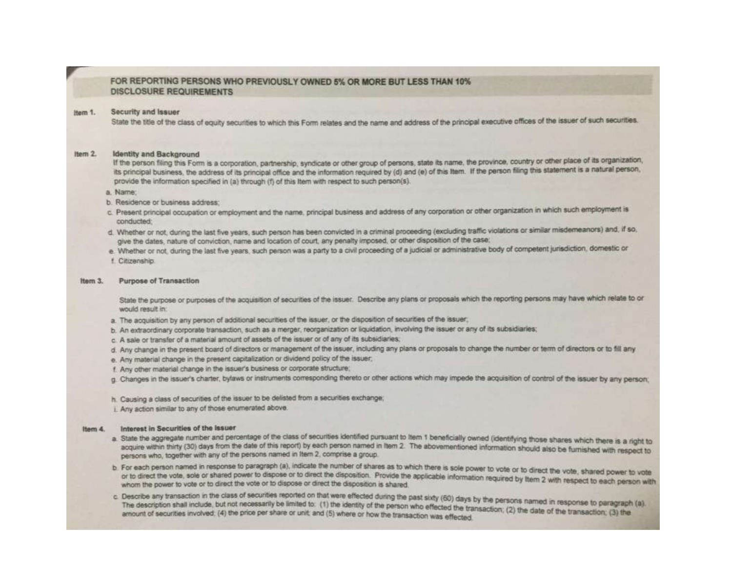## FOR REPORTING PERSONS WHO PREVIOUSLY OWNED 5% OR MORE BUT LESS THAN 10% DISCLOSURE REQUIREMENTS

**Item 1. Security and Issuer**

State the title of the class of equity securities to which this Form relates and the name and address of the principal executive offices of the issuer of such securities.

**Item 2. Identity and Background**

If the person filing this Form is a corporation, partnership, syndicate or other group of persons, state its name, the province, country or other place of its organization, its principal business, the address of its principal office and the information required by (d) and (e) of this Item. If the person filing this statement is a natural person, provide the information specified in (a) through (f) of this Item with respect to such person(s).

a. Name;

b. Residence or business address;

c. Present principal occupation or employment and the name, principal business and address of any corporation or other organization in which such employment is conducted;

d. Whether or not, during the last five years, such person has been convicted in a criminal proceeding (excluding traffic violations or similar misdemeanors) and, if so, give the dates, nature of conviction, name and location of court, any penalty imposed, or other disposition of the case;

e. Whether or not, during the last five years, such person was a party to a civil proceeding of a judicial or administrative body of competent jurisdiction, domestic or

f. Citizenship.

**Item 3. Purpose of Transaction**

State the purpose or purposes of the acquisition of securities of the issuer. Describe any plans or proposals which the reporting persons may have which relate to or would result in:

a. The acquisition by any person of additional securities of the issuer, or the disposition of securities of the issuer;

b. An extraordinary corporate transaction, such as a merger, reorganization or liquidation, involving the issuer or any of its subsidiaries;

c. A sale or transfer of a material amount of assets of the issuer or of any of its subsidiaries;

d. Any change in the present board of directors or management of the issuer, including any plans or proposals to change the number or term of directors or to fill any

e. Any material change in the present capitalization or dividend policy of the issuer;

f. Any other material change in the issuer's business or corporate structure;

g. Changes in the issuer's charter, bylaws or instruments corresponding thereto or other actions which may impede the acquisition of control of the issuer by any person;

h. Causing a class of securities of the issuer to be delisted from a securities exchange;

i. Any action similar to any of those enumerated above.

**Item 4. Interest in Securities of the Issuer**

a. State the aggregate number and percentage of the class of securities identified pursuant to Item 1 beneficially owned (identifying those shares which there is a right to acquire within thirty (30) days from the date of this report) by each person named in Item 2. The abovementioned information should also be furnished with respect to persons who, together with any of the persons named in Item 2, comprise a group.

b. For each person named in response to paragraph (a), indicate the number of shares as to which there is sole power to vote or to direct the vote, shared power to vote or to direct the vote, sole or shared power to dispose or to direct the disposition. Provide the applicable information required by Item 2 with respect to each person with whom the power to vote or to direct the vote or to dispose or direct the disposition is shared.

c. Describe any transaction in the class of securities reported on that were effected during the past sixty (60) days by the persons named in response to paragraph (a). The description shall include, but not necessarily be limited to: (1) the identity of the person who effected the transaction; (2) the date of the transaction; (3) the amount of securities involved; (4) the price per share or unit; and (5) where or how the transaction was effected.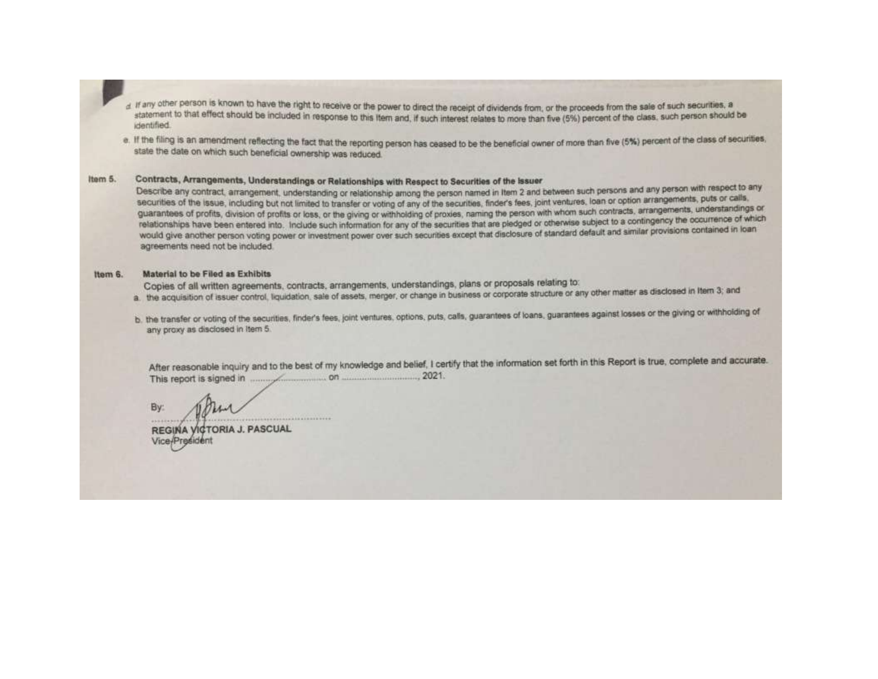d. If any other person is known to have the right to receive or the power to direct the receipt of dividends from, or the proceeds from the sale of such securities, a statement to that effect should be included in response to this Item and, if such interest relates to more than five (5%) percent of the class, such person should be identified.

e. If the filing is an amendment reflecting the fact that the reporting person has ceased to be the beneficial owner of more than five (5%) percent of the class of securities, state the date on which such beneficial ownership was reduced.

**Item 5. Contracts, Arrangements, Understandings or Relationships with Respect to Securities of the Issuer**

Describe any contract, arrangement, understanding or relationship among the person named in Item 2 and between such persons and any person with respect to any securities of the issue, including but not limited to transfer or voting of any of the securities, finder's fees, joint ventures, loan or option arrangements, puts or calls, guarantees of profits, division of profits or loss, or the giving or withholding of proxies, naming the person with whom such contracts, arrangements, understandings or relationships have been entered into. Include such information for any of the securities that are pledged or otherwise subject to a contingency the occurrence of which would give another person voting power or investment power over such securities except that disclosure of standard default and similar provisions contained in loan agreements need not be included.

**Item 6. Material to be Filed as Exhibits**

Copies of all written agreements, contracts, arrangements, understandings, plans or proposals relating to:

a. the acquisition of issuer control, liquidation, sale of assets, merger, or change in business or corporate structure or any other matter as disclosed in Item 3; and

b. the transfer or voting of the securities, finder's fees, joint ventures, options, puts, calls, guarantees of loans, guarantees against losses or the giving or withholding of any proxy as disclosed in Item 5.

After reasonable inquiry and to the best of my knowledge and belief, I certify that the information set forth in this Report is true, complete and accurate. This report is signed in ........................ on ........................, 2021.

By:

........................................................

**REGINA VICTORIA J. PASCUAL**
Vice-President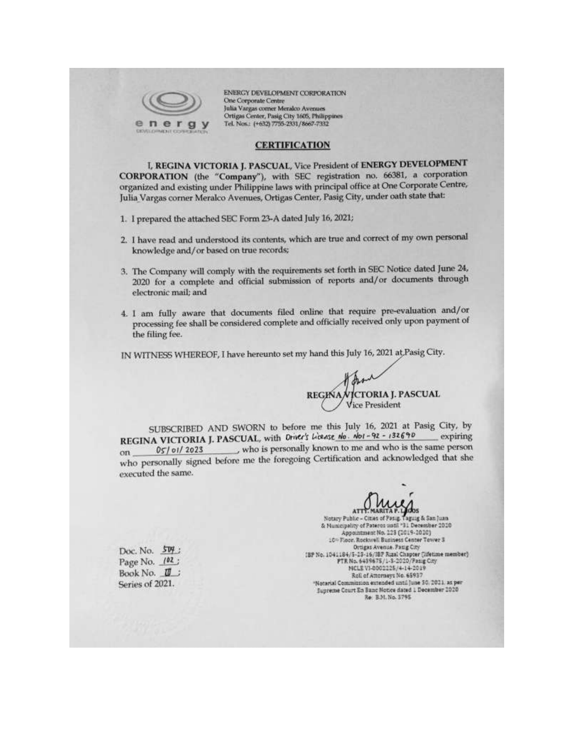ENERGY DEVELOPMENT CORPORATION
One Corporate Centre
Julia Vargas corner Meralco Avenues
Ortigas Center, Pasig City 1605, Philippines
Tel. Nos.: (+632) 7755-2331/8667-7332

## CERTIFICATION

I, **REGINA VICTORIA J. PASCUAL**, Vice President of **ENERGY DEVELOPMENT CORPORATION** (the "**Company**"), with SEC registration no. 66381, a corporation organized and existing under Philippine laws with principal office at One Corporate Centre, Julia Vargas corner Meralco Avenues, Ortigas Center, Pasig City, under oath state that:

1. I prepared the attached SEC Form 23-A dated July 16, 2021;
2. I have read and understood its contents, which are true and correct of my own personal knowledge and/or based on true records;
3. The Company will comply with the requirements set forth in SEC Notice dated June 24, 2020 for a complete and official submission of reports and/or documents through electronic mail; and
4. I am fully aware that documents filed online that require pre-evaluation and/or processing fee shall be considered complete and officially received only upon payment of the filing fee.

IN WITNESS WHEREOF, I have hereunto set my hand this July 16, 2021 at Pasig City.

**REGINA VICTORIA J. PASCUAL**
Vice President

SUBSCRIBED AND SWORN to before me this July 16, 2021 at Pasig City, by **REGINA VICTORIA J. PASCUAL**, with Driver's License No. N01-92-132690 expiring on 05/01/2023, who is personally known to me and who is the same person who personally signed before me the foregoing Certification and acknowledged that she executed the same.

ATTY. MARITA P. LAGOS
Notary Public – Cities of Pasig, Taguig & San Juan & Municipality of Pateros until *31 December 2020
Appointment No. 223 (2019-2020)
10th Floor, Rockwell Business Center Tower 3
Ortigas Avenue, Pasig City
IBP No. 1041184/5-23-16/IBP Rizal Chapter (Lifetime member)
PTR No. 6439675/1-3-2020/Pasig City
MCLE VI-0002225/4-14-2019
Roll of Attorneys No. 65937
*Notarial Commission extended until June 30, 2021, as per Supreme Court En Banc Notice dated 1 December 2020
Re: B.M. No. 3795

Doc. No. 504;
Page No. 102;
Book No. III;
Series of 2021.